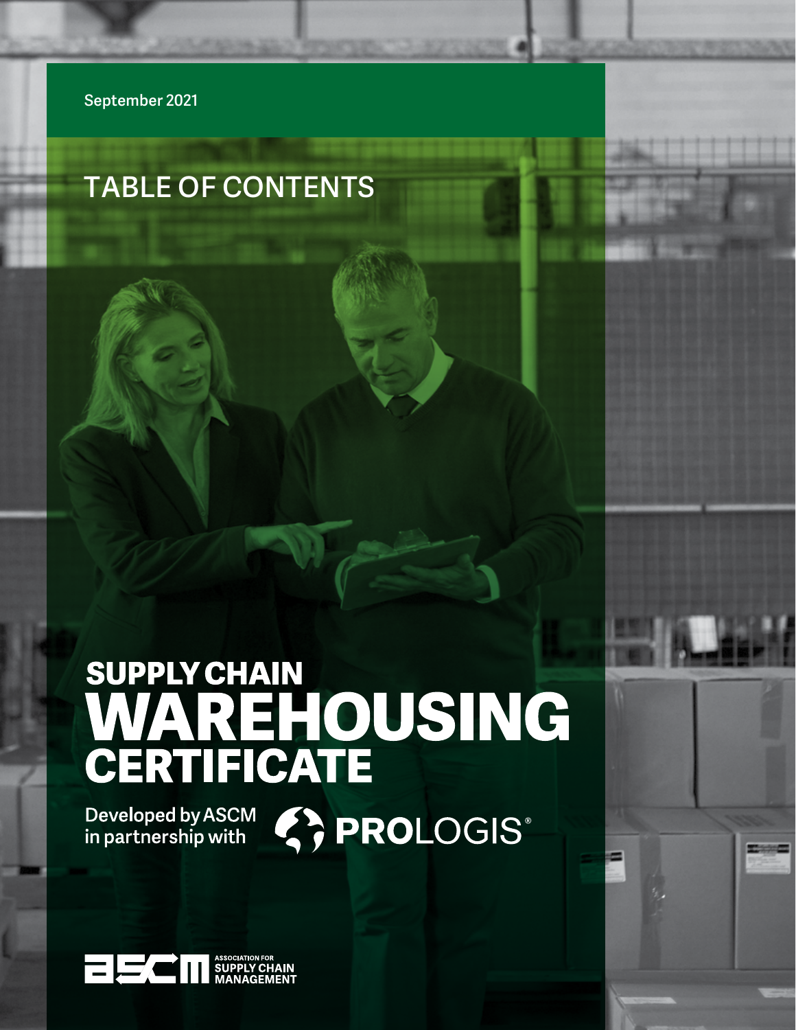September 2021

TABLE OF CONTENTS

# SUPPLY CHAIN WAREHOUSING CERTIFICATE

Developed by ASCM in partnership with PROLOGIS®

ASSOCIATION FOR SUPPLY CHAIN MANAGEMENT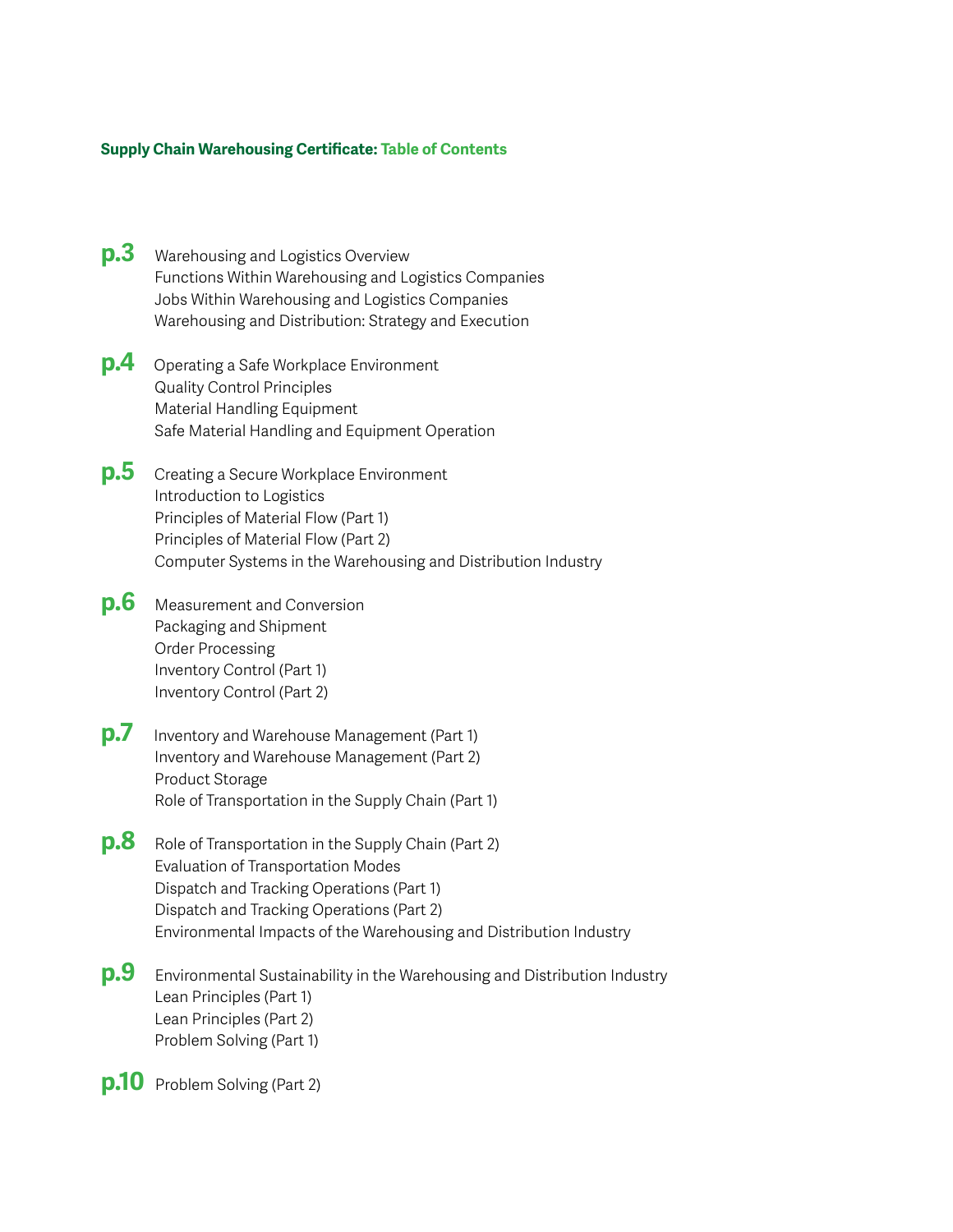## **Supply Chain Warehousing Certificate:** Table of Contents

**p.3**
- Warehousing and Logistics Overview
- Functions Within Warehousing and Logistics Companies
- Jobs Within Warehousing and Logistics Companies
- Warehousing and Distribution: Strategy and Execution

**p.4**
- Operating a Safe Workplace Environment
- Quality Control Principles
- Material Handling Equipment
- Safe Material Handling and Equipment Operation

**p.5**
- Creating a Secure Workplace Environment
- Introduction to Logistics
- Principles of Material Flow (Part 1)
- Principles of Material Flow (Part 2)
- Computer Systems in the Warehousing and Distribution Industry

**p.6**
- Measurement and Conversion
- Packaging and Shipment
- Order Processing
- Inventory Control (Part 1)
- Inventory Control (Part 2)

**p.7**
- Inventory and Warehouse Management (Part 1)
- Inventory and Warehouse Management (Part 2)
- Product Storage
- Role of Transportation in the Supply Chain (Part 1)

**p.8**
- Role of Transportation in the Supply Chain (Part 2)
- Evaluation of Transportation Modes
- Dispatch and Tracking Operations (Part 1)
- Dispatch and Tracking Operations (Part 2)
- Environmental Impacts of the Warehousing and Distribution Industry

**p.9**
- Environmental Sustainability in the Warehousing and Distribution Industry
- Lean Principles (Part 1)
- Lean Principles (Part 2)
- Problem Solving (Part 1)

**p.10**
- Problem Solving (Part 2)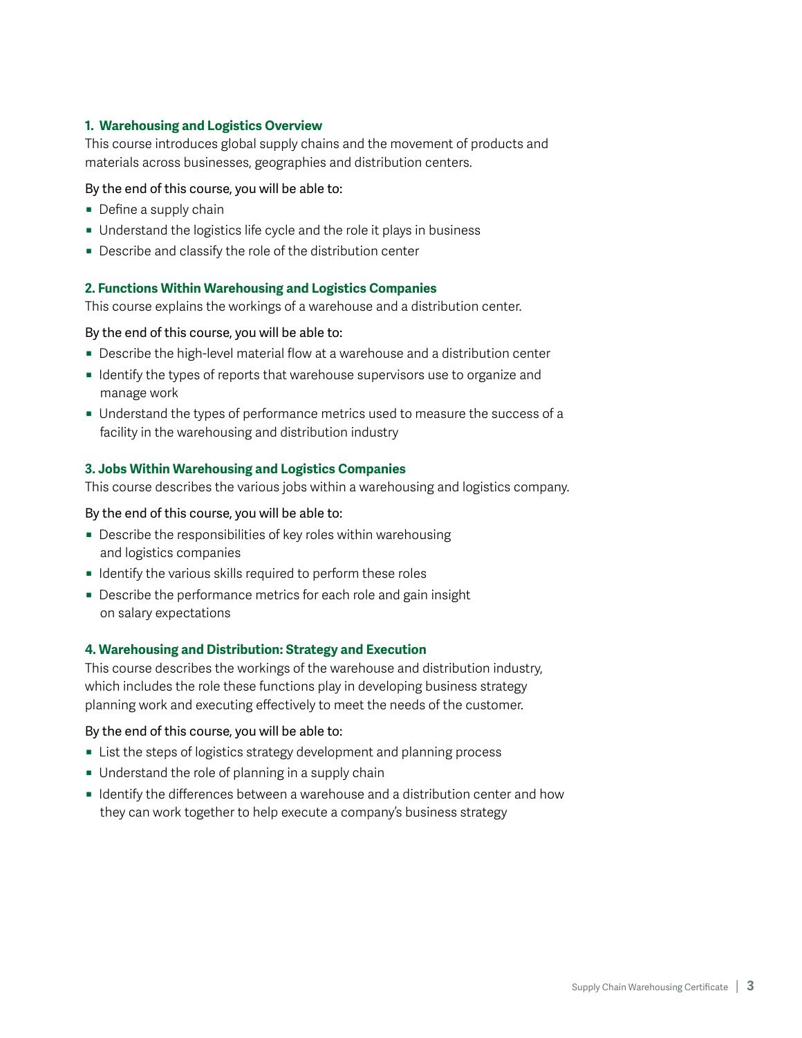### 1. Warehousing and Logistics Overview

This course introduces global supply chains and the movement of products and materials across businesses, geographies and distribution centers.

By the end of this course, you will be able to:

- Define a supply chain
- Understand the logistics life cycle and the role it plays in business
- Describe and classify the role of the distribution center

### 2. Functions Within Warehousing and Logistics Companies

This course explains the workings of a warehouse and a distribution center.

By the end of this course, you will be able to:

- Describe the high-level material flow at a warehouse and a distribution center
- Identify the types of reports that warehouse supervisors use to organize and manage work
- Understand the types of performance metrics used to measure the success of a facility in the warehousing and distribution industry

### 3. Jobs Within Warehousing and Logistics Companies

This course describes the various jobs within a warehousing and logistics company.

By the end of this course, you will be able to:

- Describe the responsibilities of key roles within warehousing and logistics companies
- Identify the various skills required to perform these roles
- Describe the performance metrics for each role and gain insight on salary expectations

### 4. Warehousing and Distribution: Strategy and Execution

This course describes the workings of the warehouse and distribution industry, which includes the role these functions play in developing business strategy planning work and executing effectively to meet the needs of the customer.

By the end of this course, you will be able to:

- List the steps of logistics strategy development and planning process
- Understand the role of planning in a supply chain
- Identify the differences between a warehouse and a distribution center and how they can work together to help execute a company's business strategy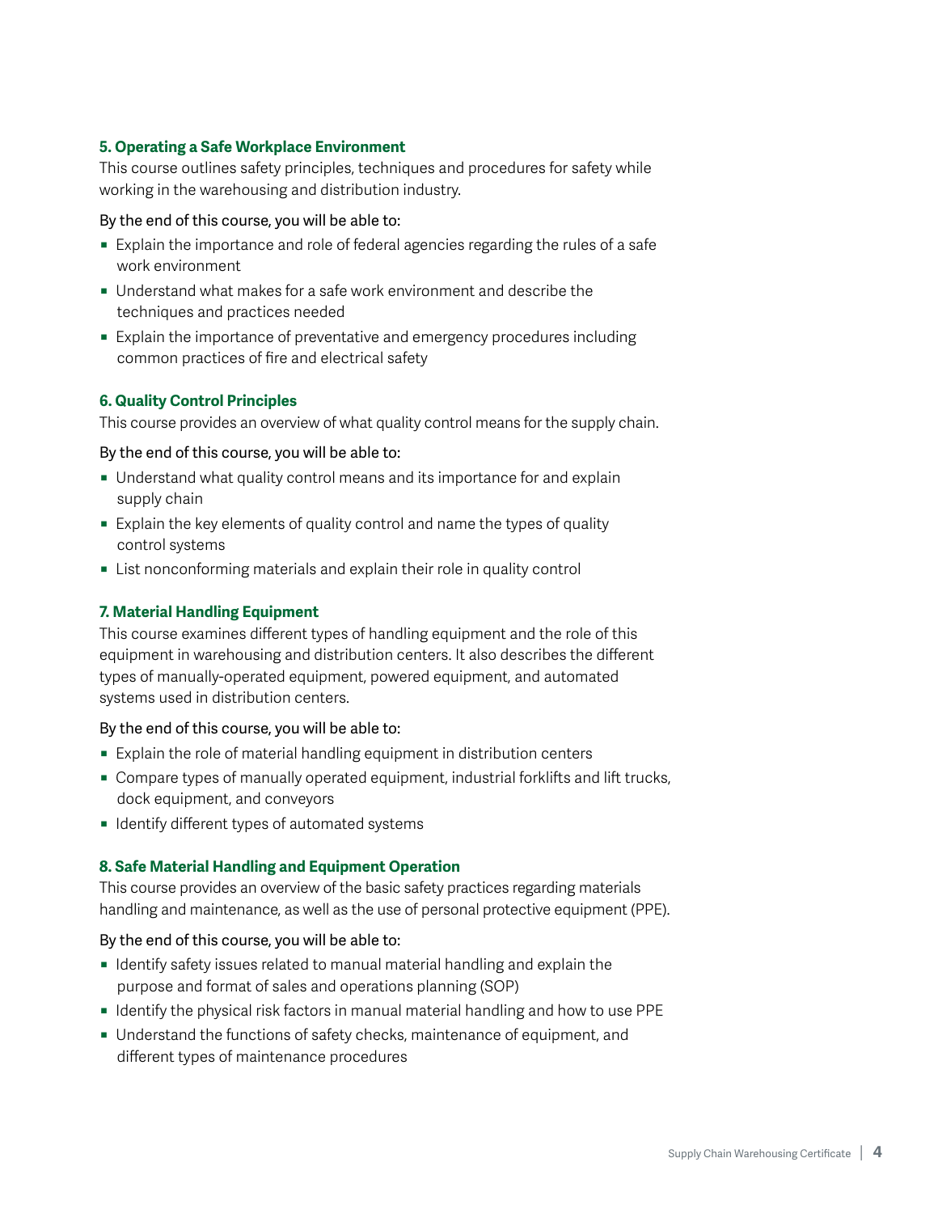### 5. Operating a Safe Workplace Environment

This course outlines safety principles, techniques and procedures for safety while working in the warehousing and distribution industry.

By the end of this course, you will be able to:

- Explain the importance and role of federal agencies regarding the rules of a safe work environment
- Understand what makes for a safe work environment and describe the techniques and practices needed
- Explain the importance of preventative and emergency procedures including common practices of fire and electrical safety

### 6. Quality Control Principles

This course provides an overview of what quality control means for the supply chain.

By the end of this course, you will be able to:

- Understand what quality control means and its importance for and explain supply chain
- Explain the key elements of quality control and name the types of quality control systems
- List nonconforming materials and explain their role in quality control

### 7. Material Handling Equipment

This course examines different types of handling equipment and the role of this equipment in warehousing and distribution centers. It also describes the different types of manually-operated equipment, powered equipment, and automated systems used in distribution centers.

By the end of this course, you will be able to:

- Explain the role of material handling equipment in distribution centers
- Compare types of manually operated equipment, industrial forklifts and lift trucks, dock equipment, and conveyors
- Identify different types of automated systems

### 8. Safe Material Handling and Equipment Operation

This course provides an overview of the basic safety practices regarding materials handling and maintenance, as well as the use of personal protective equipment (PPE).

By the end of this course, you will be able to:

- Identify safety issues related to manual material handling and explain the purpose and format of sales and operations planning (SOP)
- Identify the physical risk factors in manual material handling and how to use PPE
- Understand the functions of safety checks, maintenance of equipment, and different types of maintenance procedures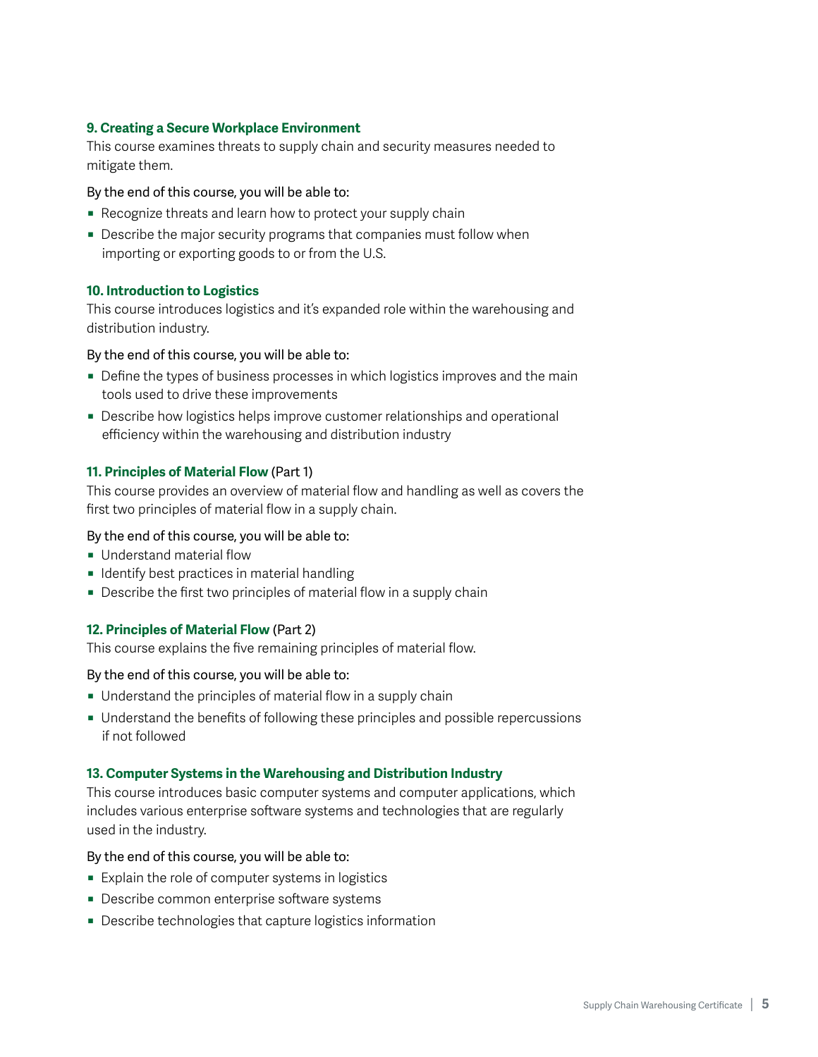### 9. Creating a Secure Workplace Environment

This course examines threats to supply chain and security measures needed to mitigate them.

By the end of this course, you will be able to:

- Recognize threats and learn how to protect your supply chain
- Describe the major security programs that companies must follow when importing or exporting goods to or from the U.S.

### 10. Introduction to Logistics

This course introduces logistics and it's expanded role within the warehousing and distribution industry.

By the end of this course, you will be able to:

- Define the types of business processes in which logistics improves and the main tools used to drive these improvements
- Describe how logistics helps improve customer relationships and operational efficiency within the warehousing and distribution industry

### 11. Principles of Material Flow (Part 1)

This course provides an overview of material flow and handling as well as covers the first two principles of material flow in a supply chain.

By the end of this course, you will be able to:

- Understand material flow
- Identify best practices in material handling
- Describe the first two principles of material flow in a supply chain

### 12. Principles of Material Flow (Part 2)

This course explains the five remaining principles of material flow.

By the end of this course, you will be able to:

- Understand the principles of material flow in a supply chain
- Understand the benefits of following these principles and possible repercussions if not followed

### 13. Computer Systems in the Warehousing and Distribution Industry

This course introduces basic computer systems and computer applications, which includes various enterprise software systems and technologies that are regularly used in the industry.

By the end of this course, you will be able to:

- Explain the role of computer systems in logistics
- Describe common enterprise software systems
- Describe technologies that capture logistics information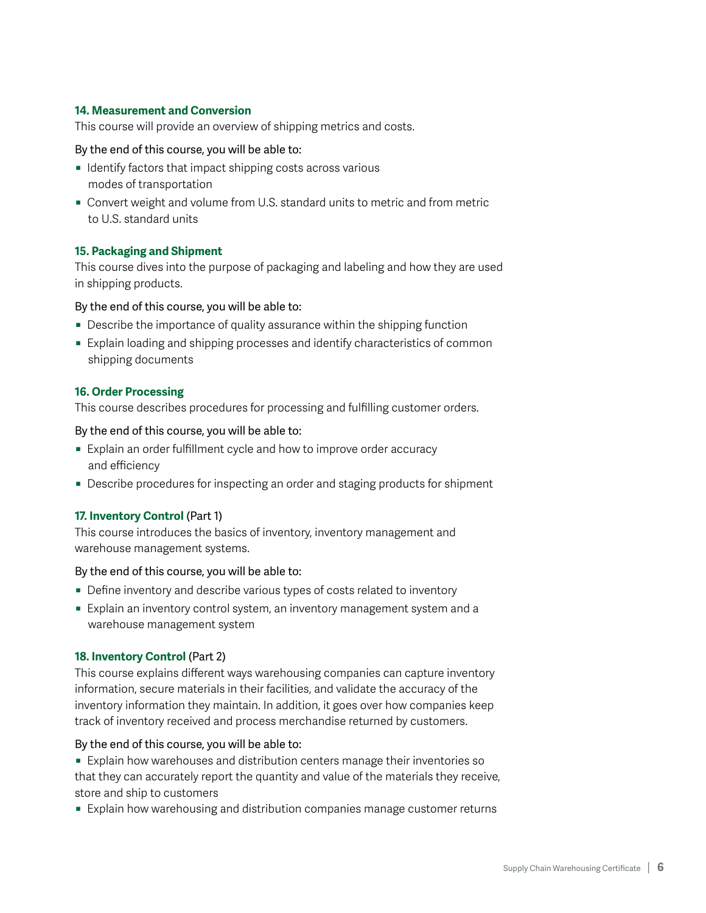### 14. Measurement and Conversion

This course will provide an overview of shipping metrics and costs.

By the end of this course, you will be able to:

- Identify factors that impact shipping costs across various modes of transportation
- Convert weight and volume from U.S. standard units to metric and from metric to U.S. standard units

### 15. Packaging and Shipment

This course dives into the purpose of packaging and labeling and how they are used in shipping products.

By the end of this course, you will be able to:

- Describe the importance of quality assurance within the shipping function
- Explain loading and shipping processes and identify characteristics of common shipping documents

### 16. Order Processing

This course describes procedures for processing and fulfilling customer orders.

By the end of this course, you will be able to:

- Explain an order fulfillment cycle and how to improve order accuracy and efficiency
- Describe procedures for inspecting an order and staging products for shipment

### 17. Inventory Control (Part 1)

This course introduces the basics of inventory, inventory management and warehouse management systems.

By the end of this course, you will be able to:

- Define inventory and describe various types of costs related to inventory
- Explain an inventory control system, an inventory management system and a warehouse management system

### 18. Inventory Control (Part 2)

This course explains different ways warehousing companies can capture inventory information, secure materials in their facilities, and validate the accuracy of the inventory information they maintain. In addition, it goes over how companies keep track of inventory received and process merchandise returned by customers.

By the end of this course, you will be able to:

- Explain how warehouses and distribution centers manage their inventories so that they can accurately report the quantity and value of the materials they receive, store and ship to customers
- Explain how warehousing and distribution companies manage customer returns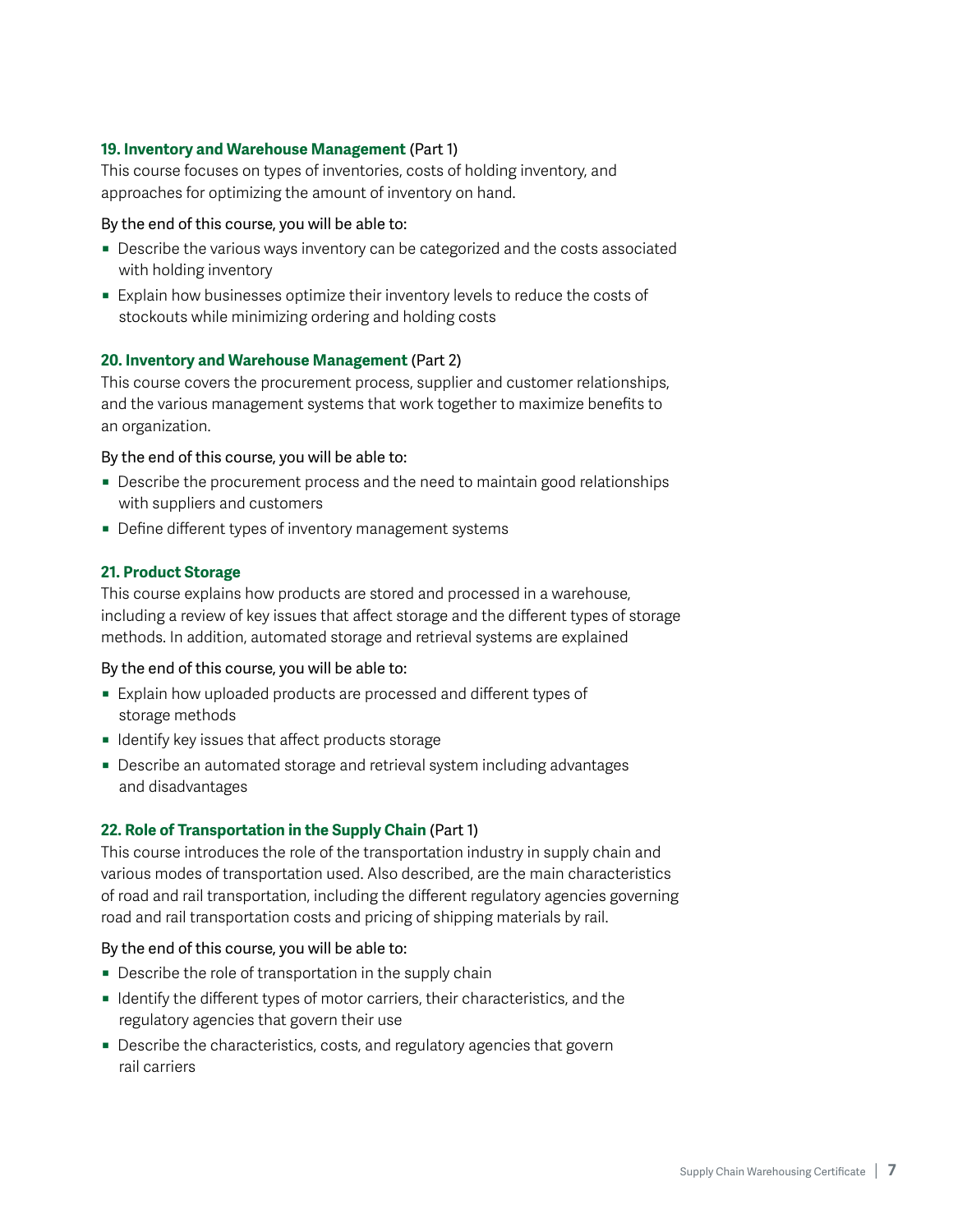### 19. Inventory and Warehouse Management (Part 1)

This course focuses on types of inventories, costs of holding inventory, and approaches for optimizing the amount of inventory on hand.

By the end of this course, you will be able to:

- Describe the various ways inventory can be categorized and the costs associated with holding inventory
- Explain how businesses optimize their inventory levels to reduce the costs of stockouts while minimizing ordering and holding costs

### 20. Inventory and Warehouse Management (Part 2)

This course covers the procurement process, supplier and customer relationships, and the various management systems that work together to maximize benefits to an organization.

By the end of this course, you will be able to:

- Describe the procurement process and the need to maintain good relationships with suppliers and customers
- Define different types of inventory management systems

### 21. Product Storage

This course explains how products are stored and processed in a warehouse, including a review of key issues that affect storage and the different types of storage methods. In addition, automated storage and retrieval systems are explained

By the end of this course, you will be able to:

- Explain how uploaded products are processed and different types of storage methods
- Identify key issues that affect products storage
- Describe an automated storage and retrieval system including advantages and disadvantages

### 22. Role of Transportation in the Supply Chain (Part 1)

This course introduces the role of the transportation industry in supply chain and various modes of transportation used. Also described, are the main characteristics of road and rail transportation, including the different regulatory agencies governing road and rail transportation costs and pricing of shipping materials by rail.

By the end of this course, you will be able to:

- Describe the role of transportation in the supply chain
- Identify the different types of motor carriers, their characteristics, and the regulatory agencies that govern their use
- Describe the characteristics, costs, and regulatory agencies that govern rail carriers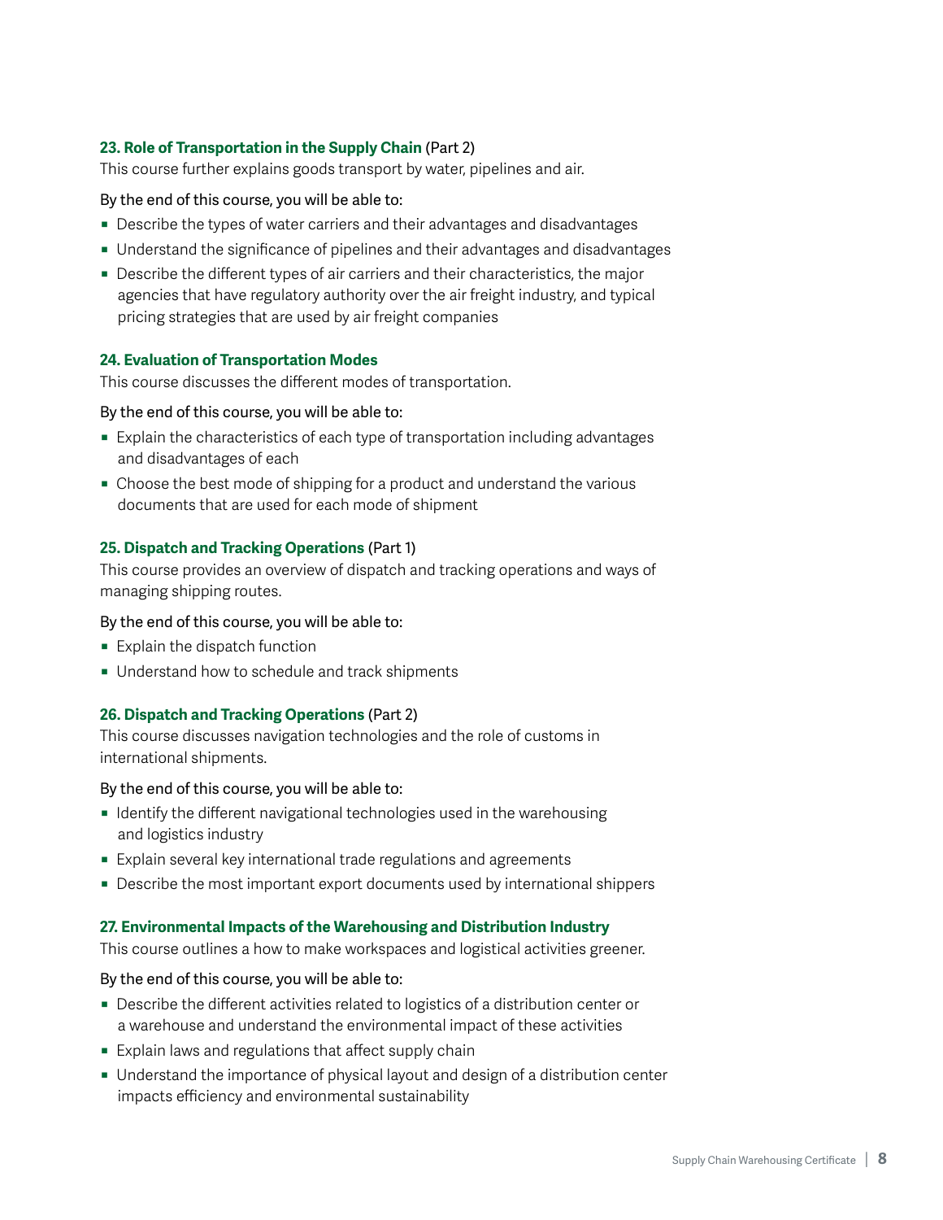### 23. Role of Transportation in the Supply Chain (Part 2)

This course further explains goods transport by water, pipelines and air.

By the end of this course, you will be able to:

- Describe the types of water carriers and their advantages and disadvantages
- Understand the significance of pipelines and their advantages and disadvantages
- Describe the different types of air carriers and their characteristics, the major agencies that have regulatory authority over the air freight industry, and typical pricing strategies that are used by air freight companies

### 24. Evaluation of Transportation Modes

This course discusses the different modes of transportation.

By the end of this course, you will be able to:

- Explain the characteristics of each type of transportation including advantages and disadvantages of each
- Choose the best mode of shipping for a product and understand the various documents that are used for each mode of shipment

### 25. Dispatch and Tracking Operations (Part 1)

This course provides an overview of dispatch and tracking operations and ways of managing shipping routes.

By the end of this course, you will be able to:

- Explain the dispatch function
- Understand how to schedule and track shipments

### 26. Dispatch and Tracking Operations (Part 2)

This course discusses navigation technologies and the role of customs in international shipments.

By the end of this course, you will be able to:

- Identify the different navigational technologies used in the warehousing and logistics industry
- Explain several key international trade regulations and agreements
- Describe the most important export documents used by international shippers

### 27. Environmental Impacts of the Warehousing and Distribution Industry

This course outlines a how to make workspaces and logistical activities greener.

By the end of this course, you will be able to:

- Describe the different activities related to logistics of a distribution center or a warehouse and understand the environmental impact of these activities
- Explain laws and regulations that affect supply chain
- Understand the importance of physical layout and design of a distribution center impacts efficiency and environmental sustainability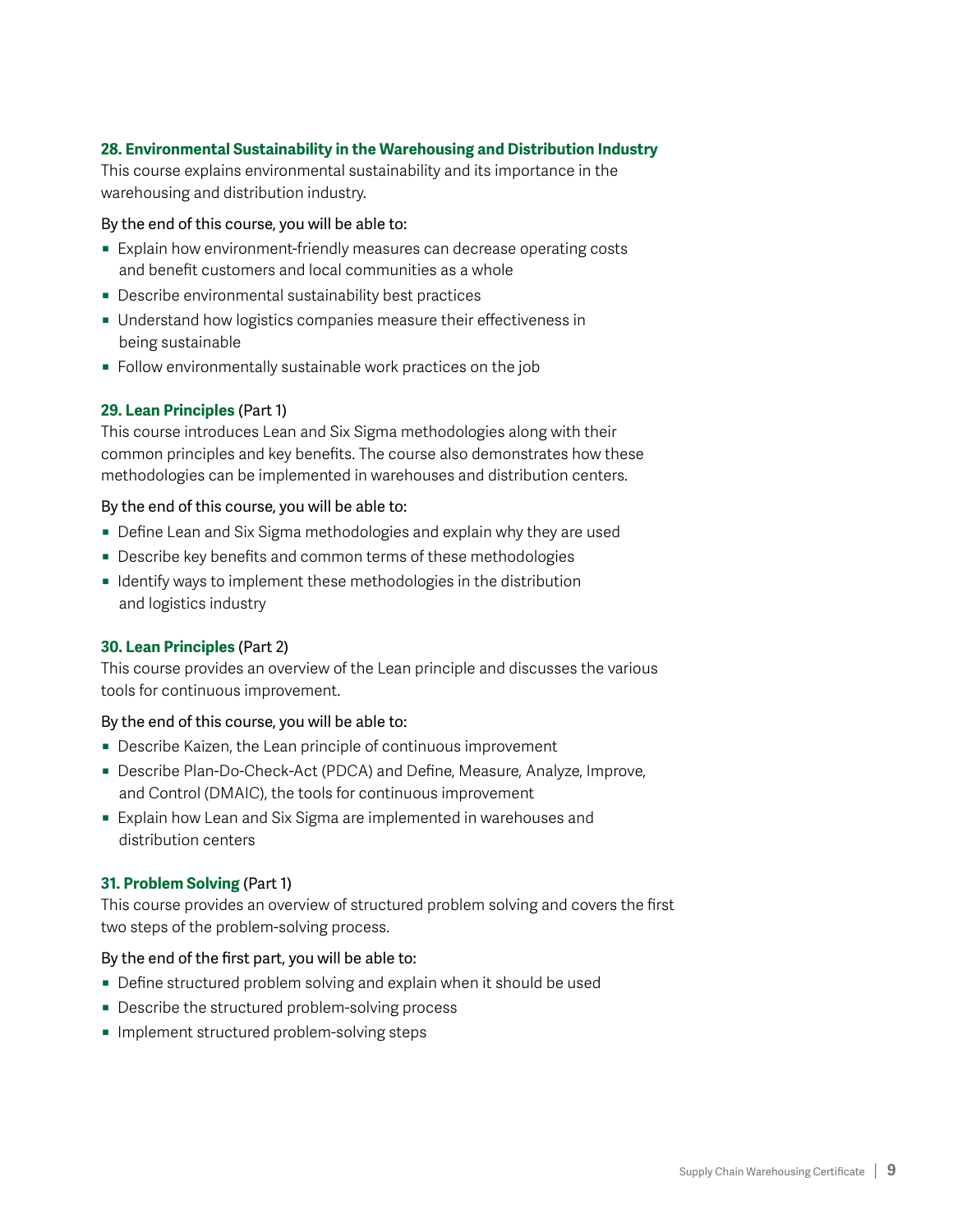### 28. Environmental Sustainability in the Warehousing and Distribution Industry

This course explains environmental sustainability and its importance in the warehousing and distribution industry.

By the end of this course, you will be able to:

- Explain how environment-friendly measures can decrease operating costs and benefit customers and local communities as a whole
- Describe environmental sustainability best practices
- Understand how logistics companies measure their effectiveness in being sustainable
- Follow environmentally sustainable work practices on the job

### 29. Lean Principles (Part 1)

This course introduces Lean and Six Sigma methodologies along with their common principles and key benefits. The course also demonstrates how these methodologies can be implemented in warehouses and distribution centers.

By the end of this course, you will be able to:

- Define Lean and Six Sigma methodologies and explain why they are used
- Describe key benefits and common terms of these methodologies
- Identify ways to implement these methodologies in the distribution and logistics industry

### 30. Lean Principles (Part 2)

This course provides an overview of the Lean principle and discusses the various tools for continuous improvement.

By the end of this course, you will be able to:

- Describe Kaizen, the Lean principle of continuous improvement
- Describe Plan-Do-Check-Act (PDCA) and Define, Measure, Analyze, Improve, and Control (DMAIC), the tools for continuous improvement
- Explain how Lean and Six Sigma are implemented in warehouses and distribution centers

### 31. Problem Solving (Part 1)

This course provides an overview of structured problem solving and covers the first two steps of the problem-solving process.

By the end of the first part, you will be able to:

- Define structured problem solving and explain when it should be used
- Describe the structured problem-solving process
- Implement structured problem-solving steps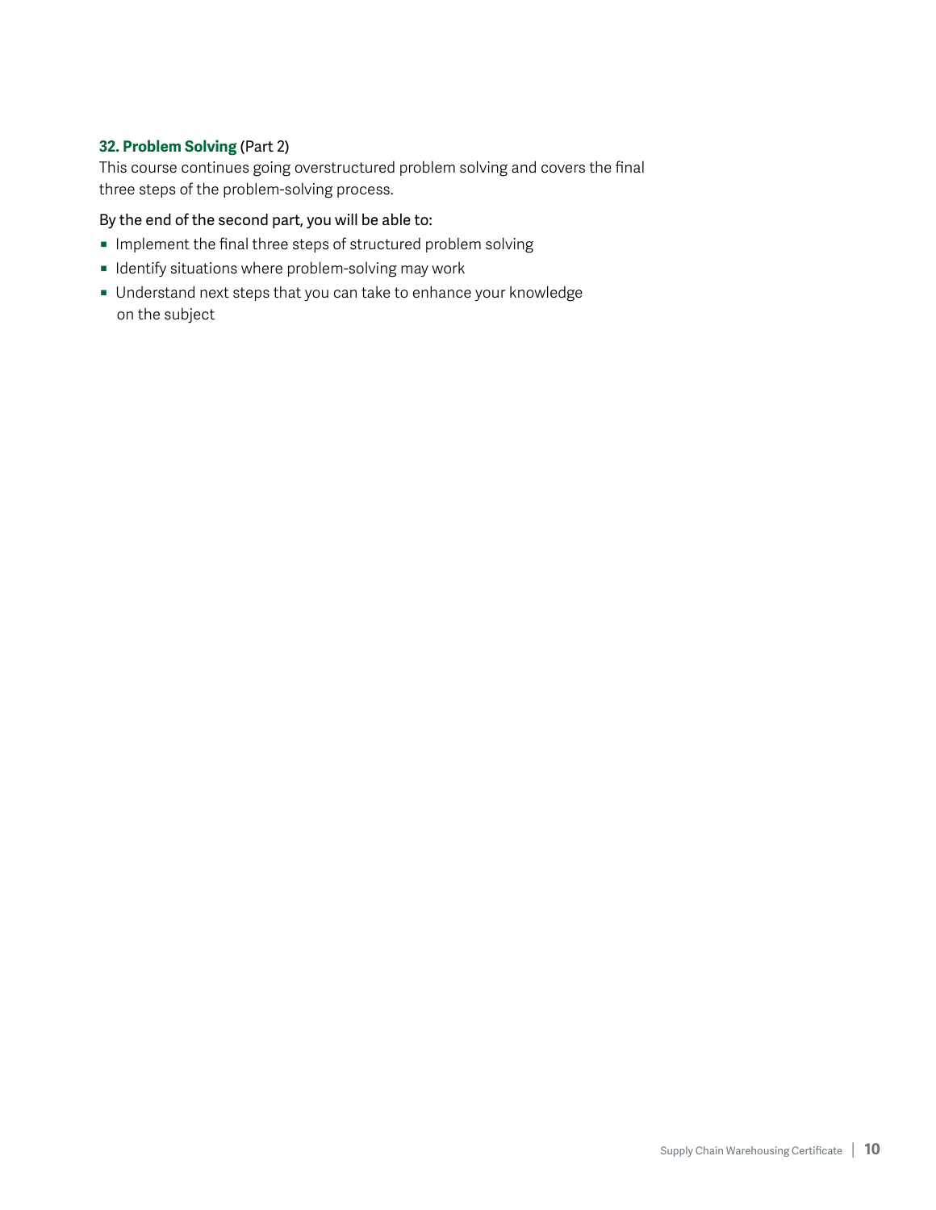**32. Problem Solving** (Part 2)

This course continues going overstructured problem solving and covers the final three steps of the problem-solving process.

By the end of the second part, you will be able to:

- Implement the final three steps of structured problem solving
- Identify situations where problem-solving may work
- Understand next steps that you can take to enhance your knowledge on the subject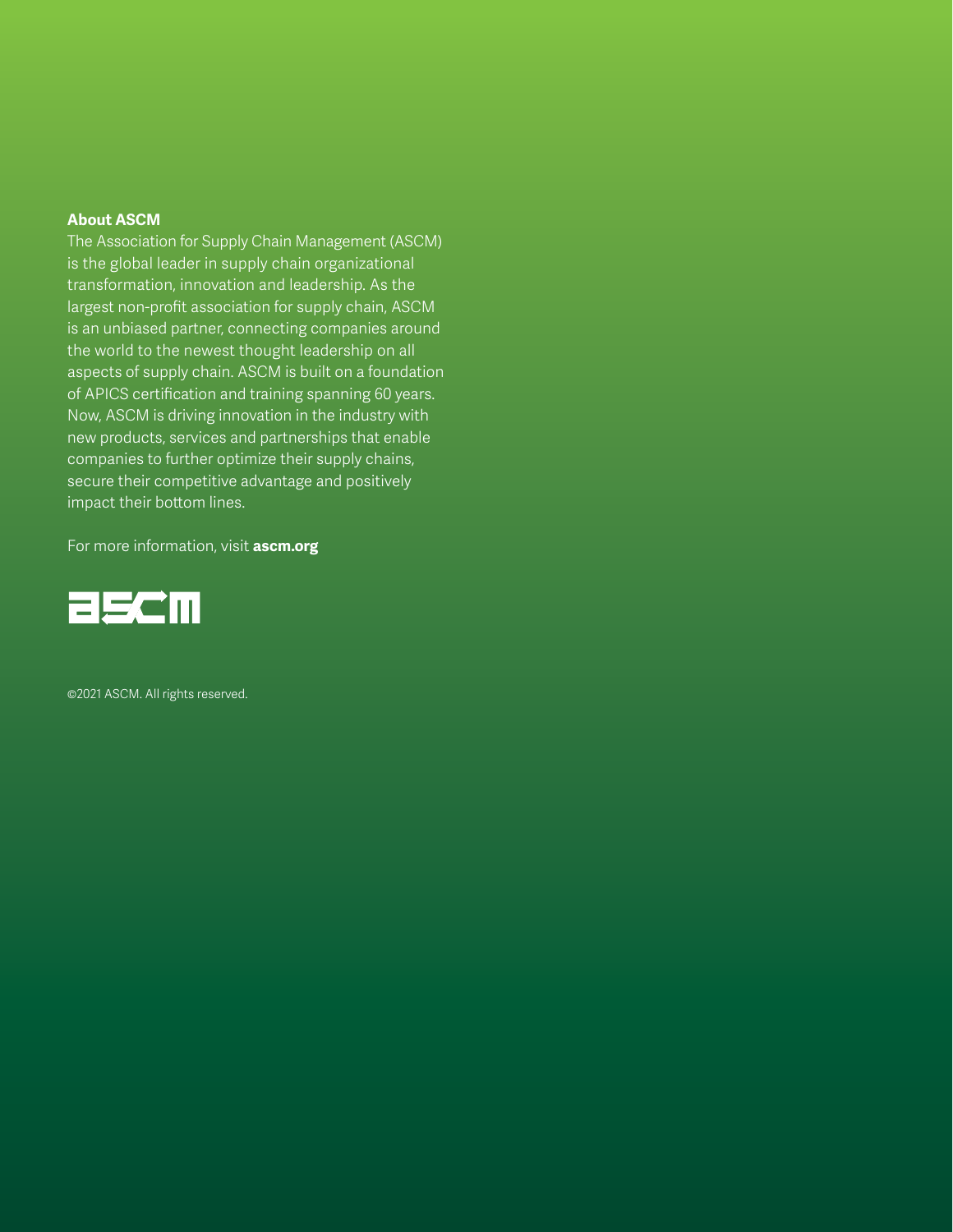**About ASCM**

The Association for Supply Chain Management (ASCM) is the global leader in supply chain organizational transformation, innovation and leadership. As the largest non-profit association for supply chain, ASCM is an unbiased partner, connecting companies around the world to the newest thought leadership on all aspects of supply chain. ASCM is built on a foundation of APICS certification and training spanning 60 years. Now, ASCM is driving innovation in the industry with new products, services and partnerships that enable companies to further optimize their supply chains, secure their competitive advantage and positively impact their bottom lines.

For more information, visit **ascm.org**

©2021 ASCM. All rights reserved.